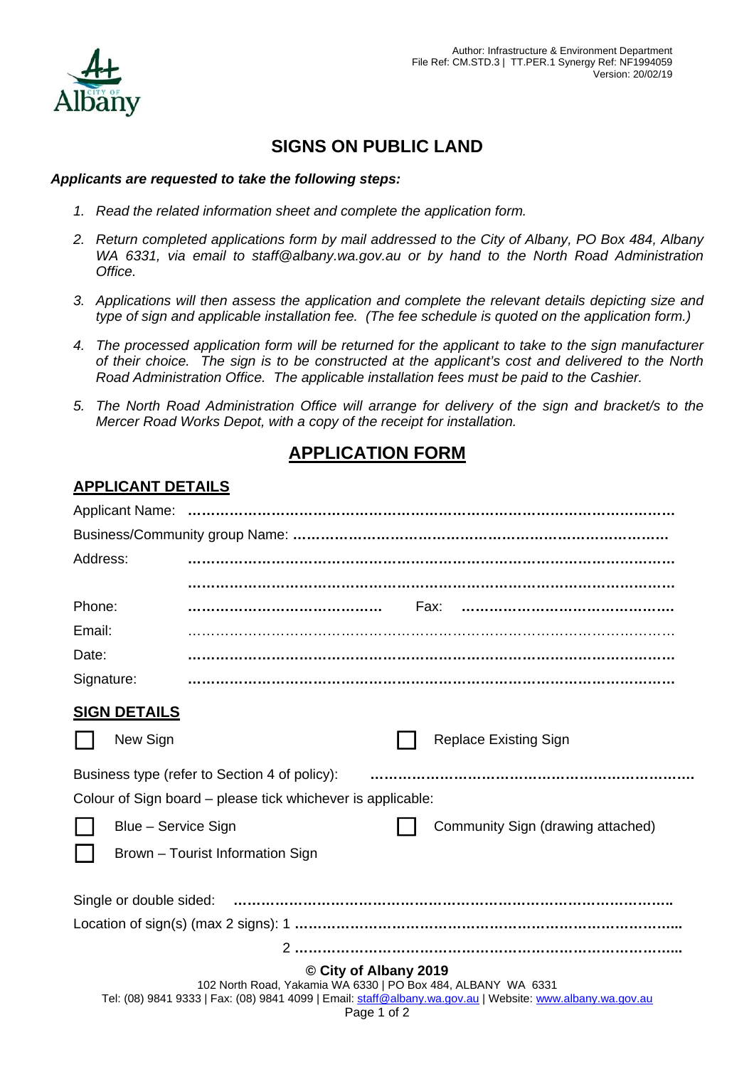Author: Infrastructure & Environment Department
File Ref: CM.STD.3 | TT.PER.1 Synergy Ref: NF1994059
Version: 20/02/19

# SIGNS ON PUBLIC LAND

***Applicants are requested to take the following steps:***

1. *Read the related information sheet and complete the application form.*
2. *Return completed applications form by mail addressed to the City of Albany, PO Box 484, Albany WA 6331, via email to staff@albany.wa.gov.au or by hand to the North Road Administration Office.*
3. *Applications will then assess the application and complete the relevant details depicting size and type of sign and applicable installation fee. (The fee schedule is quoted on the application form.)*
4. *The processed application form will be returned for the applicant to take to the sign manufacturer of their choice. The sign is to be constructed at the applicant's cost and delivered to the North Road Administration Office. The applicable installation fees must be paid to the Cashier.*
5. *The North Road Administration Office will arrange for delivery of the sign and bracket/s to the Mercer Road Works Depot, with a copy of the receipt for installation.*

## APPLICATION FORM

### APPLICANT DETAILS

Applicant Name: ……………………………………………………………………………………………

Business/Community group Name: ………………………………………………………………………

Address: ……………………………………………………………………………………………

……………………………………………………………………………………………

Phone: …………………………………… Fax: ……………………………………

Email: ……………………………………………………………………………………………

Date: ……………………………………………………………………………………………

Signature: ……………………………………………………………………………………………

### SIGN DETAILS

☐ New Sign ☐ Replace Existing Sign

Business type (refer to Section 4 of policy): ………………………………………………………………

Colour of Sign board – please tick whichever is applicable:

☐ Blue – Service Sign ☐ Community Sign (drawing attached)

☐ Brown – Tourist Information Sign

Single or double sided: ……………………………………………………………………………………

Location of sign(s) (max 2 signs): 1 …………………………………………………………………………

2 …………………………………………………………………………

**© City of Albany 2019**

102 North Road, Yakamia WA 6330 | PO Box 484, ALBANY WA 6331

Tel: (08) 9841 9333 | Fax: (08) 9841 4099 | Email: staff@albany.wa.gov.au | Website: www.albany.wa.gov.au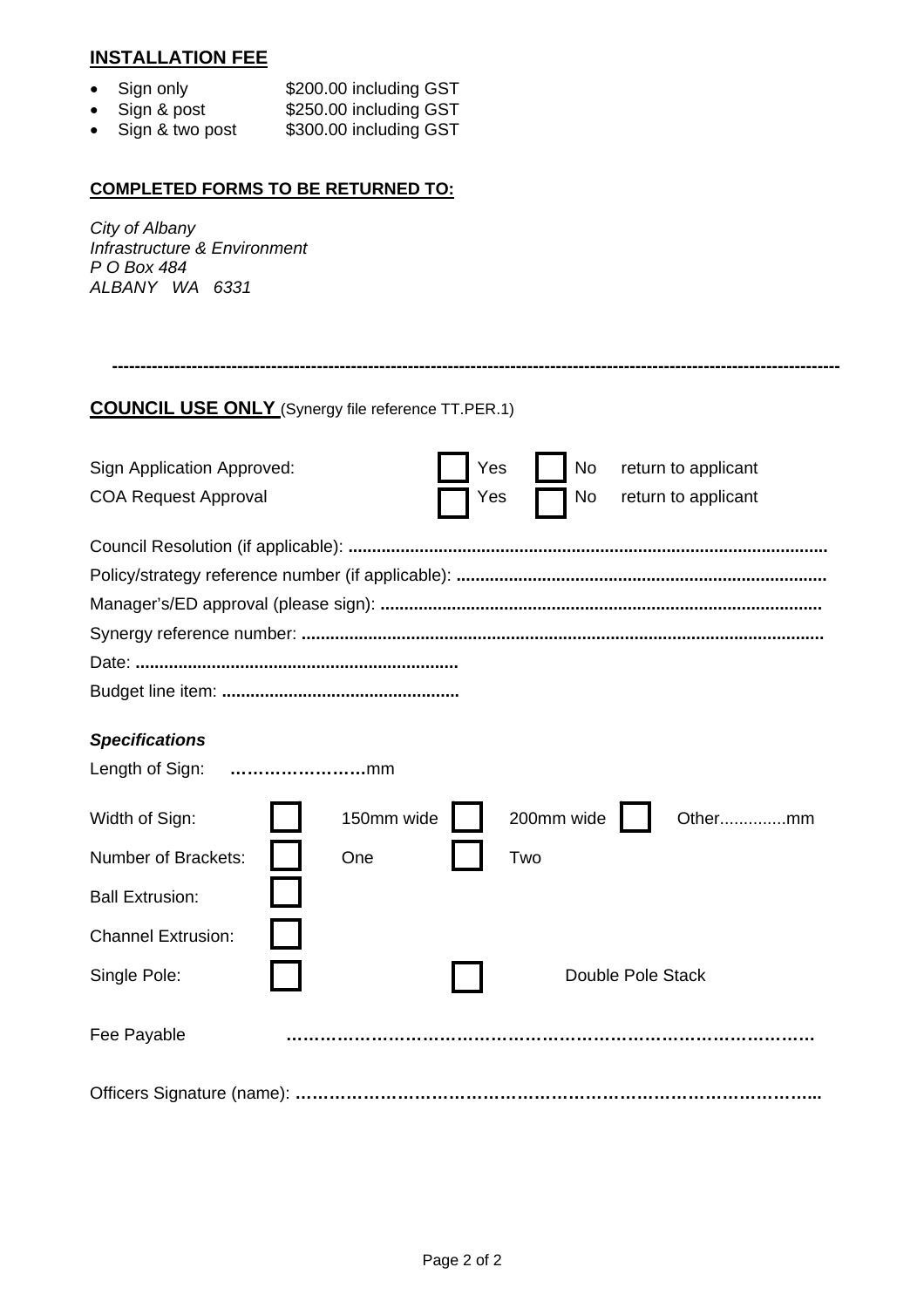## INSTALLATION FEE

- Sign only $200.00 including GST
- Sign & post $250.00 including GST
- Sign & two post $300.00 including GST

## COMPLETED FORMS TO BE RETURNED TO:

*City of Albany*
*Infrastructure & Environment*
*P O Box 484*
*ALBANY WA 6331*

---

## COUNCIL USE ONLY (Synergy file reference TT.PER.1)

Sign Application Approved: ☐ Yes ☐ No return to applicant

COA Request Approval ☐ Yes ☐ No return to applicant

Council Resolution (if applicable): ..........................................................................................................

Policy/strategy reference number (if applicable): ..................................................................................

Manager's/ED approval (please sign): ..................................................................................................

Synergy reference number: ...................................................................................................................

Date: ...................................................................

Budget line item: ..................................................

***Specifications***

Length of Sign: ……………………mm

Width of Sign: ☐ 150mm wide ☐ 200mm wide ☐ Other..............mm

Number of Brackets: ☐ One ☐ Two

Ball Extrusion: ☐

Channel Extrusion: ☐

Single Pole: ☐ ☐ Double Pole Stack

Fee Payable ……………………………………………………………………………………

Officers Signature (name): ………………………………………………………………………………...